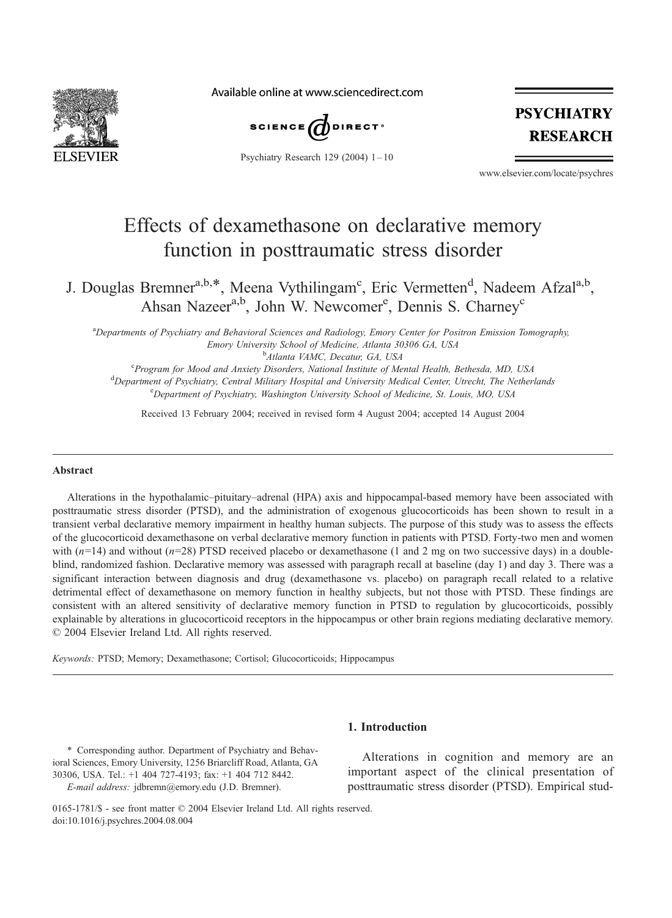# Effects of dexamethasone on declarative memory function in posttraumatic stress disorder

J. Douglas Bremner[a,b,*], Meena Vythilingam[c], Eric Vermetten[d], Nadeem Afzal[a,b], Ahsan Nazeer[a,b], John W. Newcomer[e], Dennis S. Charney[c]

[a]*Departments of Psychiatry and Behavioral Sciences and Radiology, Emory Center for Positron Emission Tomography, Emory University School of Medicine, Atlanta 30306 GA, USA*

[b]*Atlanta VAMC, Decatur, GA, USA*

[c]*Program for Mood and Anxiety Disorders, National Institute of Mental Health, Bethesda, MD, USA*

[d]*Department of Psychiatry, Central Military Hospital and University Medical Center, Utrecht, The Netherlands*

[e]*Department of Psychiatry, Washington University School of Medicine, St. Louis, MO, USA*

Received 13 February 2004; received in revised form 4 August 2004; accepted 14 August 2004

## Abstract

Alterations in the hypothalamic–pituitary–adrenal (HPA) axis and hippocampal-based memory have been associated with posttraumatic stress disorder (PTSD), and the administration of exogenous glucocorticoids has been shown to result in a transient verbal declarative memory impairment in healthy human subjects. The purpose of this study was to assess the effects of the glucocorticoid dexamethasone on verbal declarative memory function in patients with PTSD. Forty-two men and women with ($n$=14) and without ($n$=28) PTSD received placebo or dexamethasone (1 and 2 mg on two successive days) in a double-blind, randomized fashion. Declarative memory was assessed with paragraph recall at baseline (day 1) and day 3. There was a significant interaction between diagnosis and drug (dexamethasone vs. placebo) on paragraph recall related to a relative detrimental effect of dexamethasone on memory function in healthy subjects, but not those with PTSD. These findings are consistent with an altered sensitivity of declarative memory function in PTSD to regulation by glucocorticoids, possibly explainable by alterations in glucocorticoid receptors in the hippocampus or other brain regions mediating declarative memory.
© 2004 Elsevier Ireland Ltd. All rights reserved.

*Keywords:* PTSD; Memory; Dexamethasone; Cortisol; Glucocorticoids; Hippocampus

## 1. Introduction

Alterations in cognition and memory are an important aspect of the clinical presentation of posttraumatic stress disorder (PTSD). Empirical stud-

\* Corresponding author. Department of Psychiatry and Behavioral Sciences, Emory University, 1256 Briarcliff Road, Atlanta, GA 30306, USA. Tel.: +1 404 727-4193; fax: +1 404 712 8442.
*E-mail address:* jdbremn@emory.edu (J.D. Bremner).

0165-1781/$ - see front matter © 2004 Elsevier Ireland Ltd. All rights reserved.
doi:10.1016/j.psychres.2004.08.004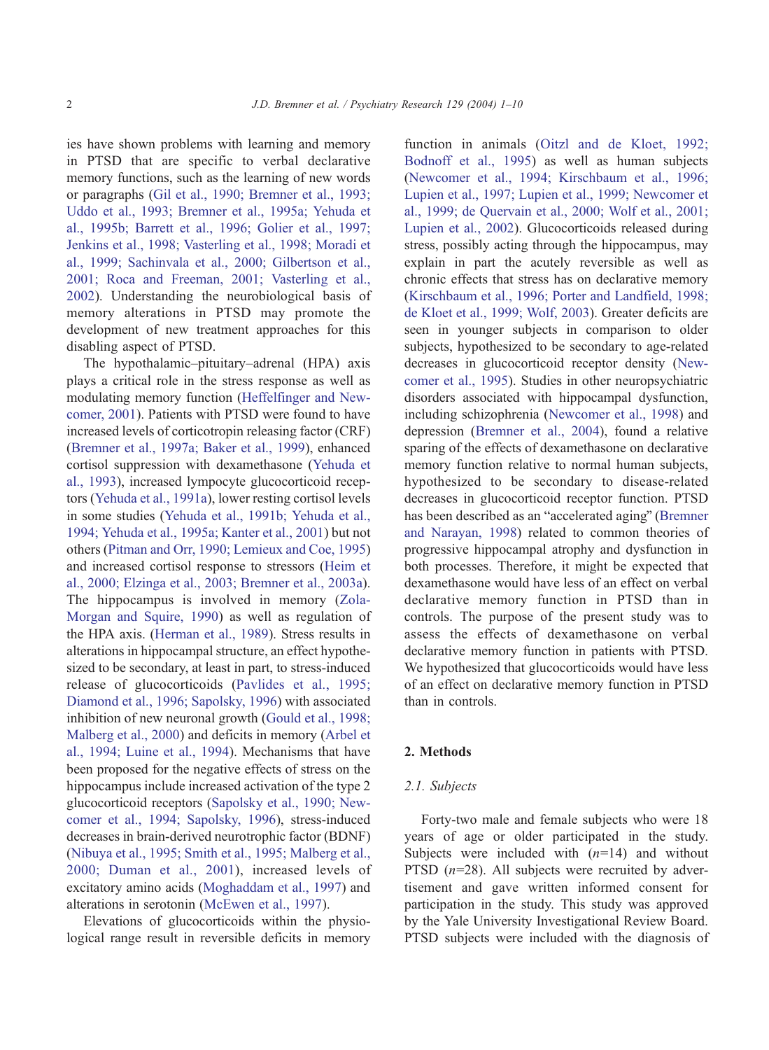ies have shown problems with learning and memory in PTSD that are specific to verbal declarative memory functions, such as the learning of new words or paragraphs (Gil et al., 1990; Bremner et al., 1993; Uddo et al., 1993; Bremner et al., 1995a; Yehuda et al., 1995b; Barrett et al., 1996; Golier et al., 1997; Jenkins et al., 1998; Vasterling et al., 1998; Moradi et al., 1999; Sachinvala et al., 2000; Gilbertson et al., 2001; Roca and Freeman, 2001; Vasterling et al., 2002). Understanding the neurobiological basis of memory alterations in PTSD may promote the development of new treatment approaches for this disabling aspect of PTSD.

The hypothalamic–pituitary–adrenal (HPA) axis plays a critical role in the stress response as well as modulating memory function (Heffelfinger and Newcomer, 2001). Patients with PTSD were found to have increased levels of corticotropin releasing factor (CRF) (Bremner et al., 1997a; Baker et al., 1999), enhanced cortisol suppression with dexamethasone (Yehuda et al., 1993), increased lympocyte glucocorticoid receptors (Yehuda et al., 1991a), lower resting cortisol levels in some studies (Yehuda et al., 1991b; Yehuda et al., 1994; Yehuda et al., 1995a; Kanter et al., 2001) but not others (Pitman and Orr, 1990; Lemieux and Coe, 1995) and increased cortisol response to stressors (Heim et al., 2000; Elzinga et al., 2003; Bremner et al., 2003a). The hippocampus is involved in memory (Zola-Morgan and Squire, 1990) as well as regulation of the HPA axis. (Herman et al., 1989). Stress results in alterations in hippocampal structure, an effect hypothesized to be secondary, at least in part, to stress-induced release of glucocorticoids (Pavlides et al., 1995; Diamond et al., 1996; Sapolsky, 1996) with associated inhibition of new neuronal growth (Gould et al., 1998; Malberg et al., 2000) and deficits in memory (Arbel et al., 1994; Luine et al., 1994). Mechanisms that have been proposed for the negative effects of stress on the hippocampus include increased activation of the type 2 glucocorticoid receptors (Sapolsky et al., 1990; Newcomer et al., 1994; Sapolsky, 1996), stress-induced decreases in brain-derived neurotrophic factor (BDNF) (Nibuya et al., 1995; Smith et al., 1995; Malberg et al., 2000; Duman et al., 2001), increased levels of excitatory amino acids (Moghaddam et al., 1997) and alterations in serotonin (McEwen et al., 1997).

Elevations of glucocorticoids within the physiological range result in reversible deficits in memory function in animals (Oitzl and de Kloet, 1992; Bodnoff et al., 1995) as well as human subjects (Newcomer et al., 1994; Kirschbaum et al., 1996; Lupien et al., 1997; Lupien et al., 1999; Newcomer et al., 1999; de Quervain et al., 2000; Wolf et al., 2001; Lupien et al., 2002). Glucocorticoids released during stress, possibly acting through the hippocampus, may explain in part the acutely reversible as well as chronic effects that stress has on declarative memory (Kirschbaum et al., 1996; Porter and Landfield, 1998; de Kloet et al., 1999; Wolf, 2003). Greater deficits are seen in younger subjects in comparison to older subjects, hypothesized to be secondary to age-related decreases in glucocorticoid receptor density (Newcomer et al., 1995). Studies in other neuropsychiatric disorders associated with hippocampal dysfunction, including schizophrenia (Newcomer et al., 1998) and depression (Bremner et al., 2004), found a relative sparing of the effects of dexamethasone on declarative memory function relative to normal human subjects, hypothesized to be secondary to disease-related decreases in glucocorticoid receptor function. PTSD has been described as an "accelerated aging" (Bremner and Narayan, 1998) related to common theories of progressive hippocampal atrophy and dysfunction in both processes. Therefore, it might be expected that dexamethasone would have less of an effect on verbal declarative memory function in PTSD than in controls. The purpose of the present study was to assess the effects of dexamethasone on verbal declarative memory function in patients with PTSD. We hypothesized that glucocorticoids would have less of an effect on declarative memory function in PTSD than in controls.

## 2. Methods

### 2.1. Subjects

Forty-two male and female subjects who were 18 years of age or older participated in the study. Subjects were included with ($n$=14) and without PTSD ($n$=28). All subjects were recruited by advertisement and gave written informed consent for participation in the study. This study was approved by the Yale University Investigational Review Board. PTSD subjects were included with the diagnosis of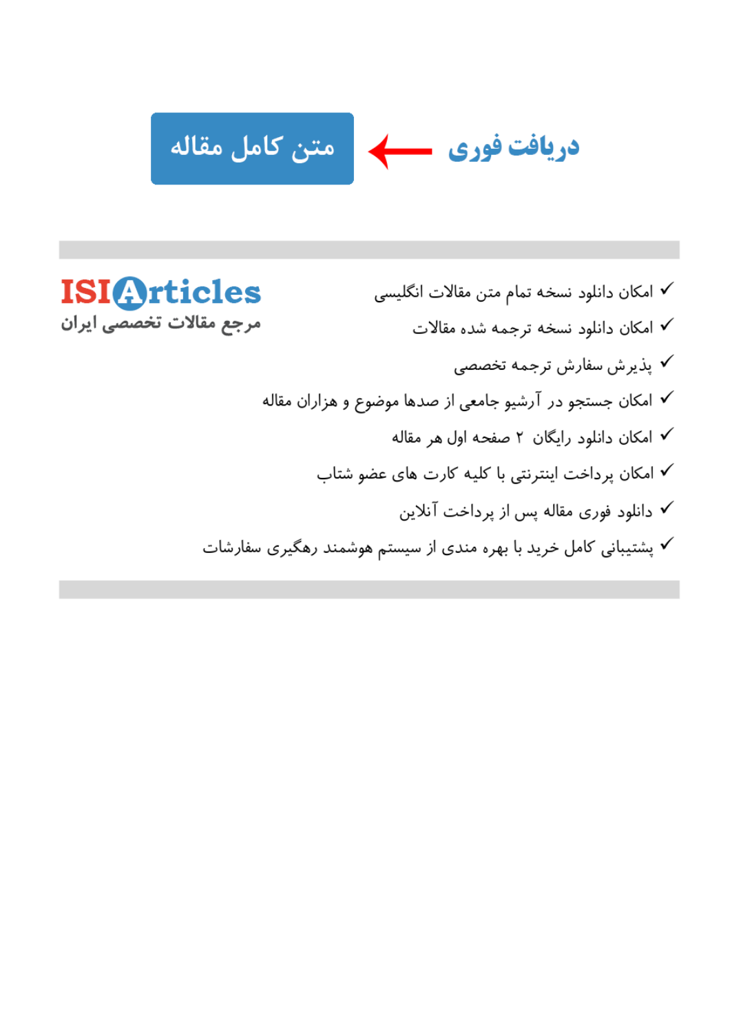دریافت فوری ← متن کامل مقاله

**ISIArticles**

مرجع مقالات تخصصی ایران

- ✓ امکان دانلود نسخه تمام متن مقالات انگلیسی
- ✓ امکان دانلود نسخه ترجمه شده مقالات
- ✓ پذیرش سفارش ترجمه تخصصی
- ✓ امکان جستجو در آرشیو جامعی از صدها موضوع و هزاران مقاله
- ✓ امکان دانلود رایگان ۲ صفحه اول هر مقاله
- ✓ امکان پرداخت اینترنتی با کلیه کارت های عضو شتاب
- ✓ دانلود فوری مقاله پس از پرداخت آنلاین
- ✓ پشتیبانی کامل خرید با بهره مندی از سیستم هوشمند رهگیری سفارشات